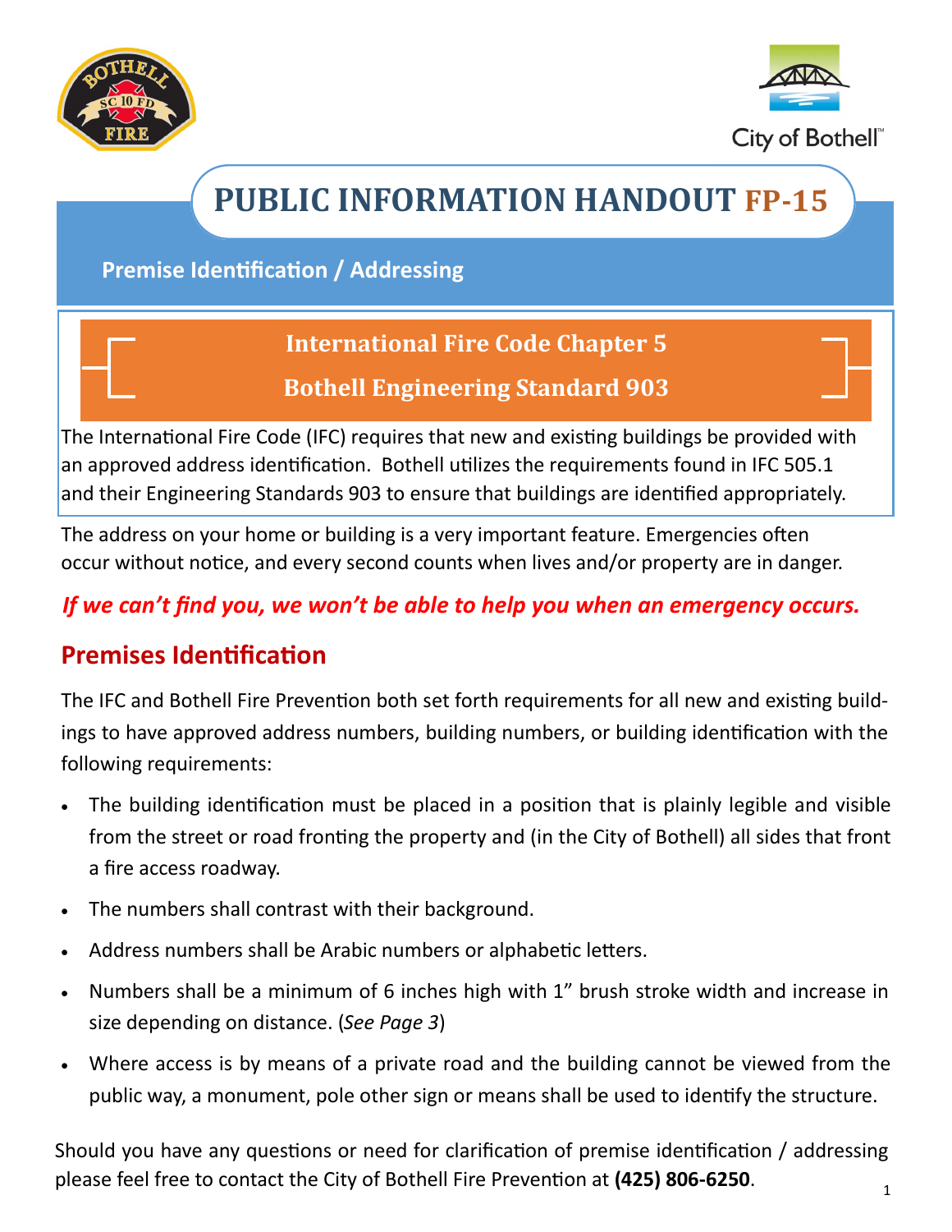# PUBLIC INFORMATION HANDOUT FP-15

## Premise Identification / Addressing

**International Fire Code Chapter 5**

**Bothell Engineering Standard 903**

The International Fire Code (IFC) requires that new and existing buildings be provided with an approved address identification. Bothell utilizes the requirements found in IFC 505.1 and their Engineering Standards 903 to ensure that buildings are identified appropriately.

The address on your home or building is a very important feature. Emergencies often occur without notice, and every second counts when lives and/or property are in danger.

***If we can't find you, we won't be able to help you when an emergency occurs.***

## Premises Identification

The IFC and Bothell Fire Prevention both set forth requirements for all new and existing buildings to have approved address numbers, building numbers, or building identification with the following requirements:

- The building identification must be placed in a position that is plainly legible and visible from the street or road fronting the property and (in the City of Bothell) all sides that front a fire access roadway.
- The numbers shall contrast with their background.
- Address numbers shall be Arabic numbers or alphabetic letters.
- Numbers shall be a minimum of 6 inches high with 1" brush stroke width and increase in size depending on distance. (*See Page 3*)
- Where access is by means of a private road and the building cannot be viewed from the public way, a monument, pole other sign or means shall be used to identify the structure.

Should you have any questions or need for clarification of premise identification / addressing please feel free to contact the City of Bothell Fire Prevention at **(425) 806-6250**.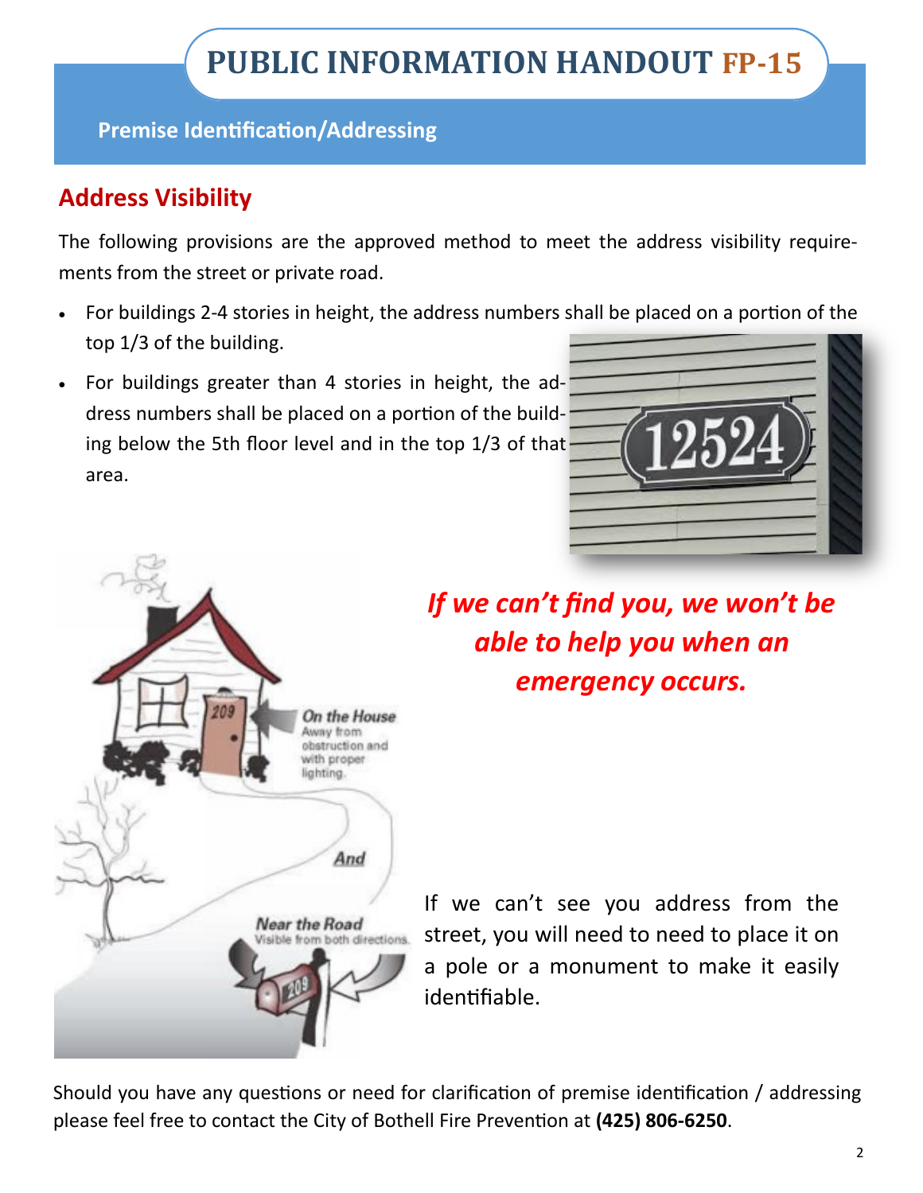# PUBLIC INFORMATION HANDOUT FP-15

## Premise Identification/Addressing

## Address Visibility

The following provisions are the approved method to meet the address visibility requirements from the street or private road.

- For buildings 2-4 stories in height, the address numbers shall be placed on a portion of the top 1/3 of the building.
- For buildings greater than 4 stories in height, the address numbers shall be placed on a portion of the building below the 5th floor level and in the top 1/3 of that area.

***If we can't find you, we won't be able to help you when an emergency occurs.***

If we can't see you address from the street, you will need to need to place it on a pole or a monument to make it easily identifiable.

Should you have any questions or need for clarification of premise identification / addressing please feel free to contact the City of Bothell Fire Prevention at **(425) 806-6250**.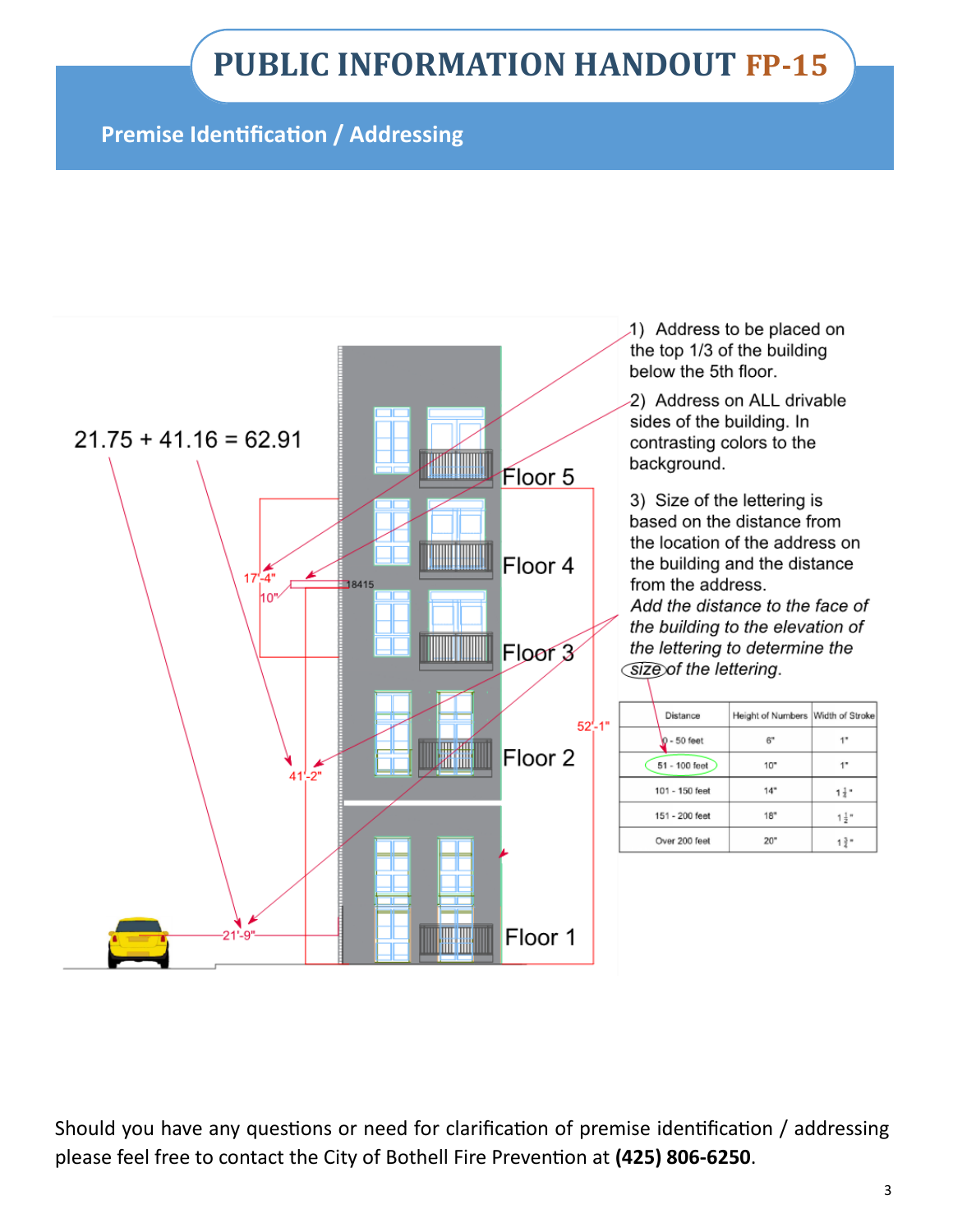# PUBLIC INFORMATION HANDOUT FP-15

## Premise Identification / Addressing

21.75 + 41.16 = 62.91

17'-4"

10"

18415

41'-2"

21'-9"

52'-1"

Floor 5

Floor 4

Floor 3

Floor 2

Floor 1

1) Address to be placed on the top 1/3 of the building below the 5th floor.

2) Address on ALL drivable sides of the building. In contrasting colors to the background.

3) Size of the lettering is based on the distance from the location of the address on the building and the distance from the address.
*Add the distance to the face of the building to the elevation of the lettering to determine the size of the lettering.*

| Distance | Height of Numbers | Width of Stroke |
|---|---|---|
| 0 - 50 feet | 6" | 1" |
| 51 - 100 feet | 10" | 1" |
| 101 - 150 feet | 14" | 1 1/4" |
| 151 - 200 feet | 18" | 1 1/2" |
| Over 200 feet | 20" | 1 3/4" |

Should you have any questions or need for clarification of premise identification / addressing please feel free to contact the City of Bothell Fire Prevention at **(425) 806-6250**.